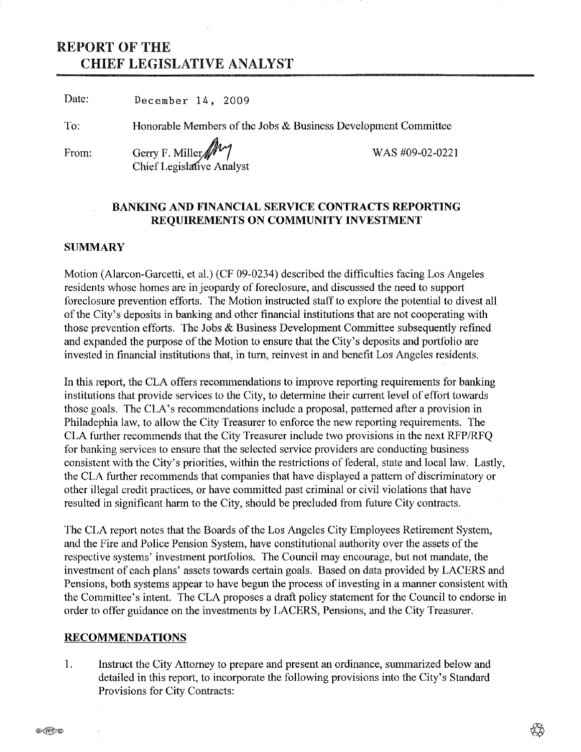# REPORT OF THE CHIEF LEGISLATIVE ANALYST

Date: December 14, 2009

To: Honorable Members of the Jobs & Business Development Committee

From: Gerry F. Miller, Chief Legislative Analyst — WAS #09-02-0221

## BANKING AND FINANCIAL SERVICE CONTRACTS REPORTING REQUIREMENTS ON COMMUNITY INVESTMENT

### SUMMARY

Motion (Alarcon-Garcetti, et al.) (CF 09-0234) described the difficulties facing Los Angeles residents whose homes are in jeopardy of foreclosure, and discussed the need to support foreclosure prevention efforts. The Motion instructed staff to explore the potential to divest all of the City's deposits in banking and other financial institutions that are not cooperating with those prevention efforts. The Jobs & Business Development Committee subsequently refined and expanded the purpose of the Motion to ensure that the City's deposits and portfolio are invested in financial institutions that, in turn, reinvest in and benefit Los Angeles residents.

In this report, the CLA offers recommendations to improve reporting requirements for banking institutions that provide services to the City, to determine their current level of effort towards those goals. The CLA's recommendations include a proposal, patterned after a provision in Philadelphia law, to allow the City Treasurer to enforce the new reporting requirements. The CLA further recommends that the City Treasurer include two provisions in the next RFP/RFQ for banking services to ensure that the selected service providers are conducting business consistent with the City's priorities, within the restrictions of federal, state and local law. Lastly, the CLA further recommends that companies that have displayed a pattern of discriminatory or other illegal credit practices, or have committed past criminal or civil violations that have resulted in significant harm to the City, should be precluded from future City contracts.

The CLA report notes that the Boards of the Los Angeles City Employees Retirement System, and the Fire and Police Pension System, have constitutional authority over the assets of the respective systems' investment portfolios. The Council may encourage, but not mandate, the investment of each plans' assets towards certain goals. Based on data provided by LACERS and Pensions, both systems appear to have begun the process of investing in a manner consistent with the Committee's intent. The CLA proposes a draft policy statement for the Council to endorse in order to offer guidance on the investments by LACERS, Pensions, and the City Treasurer.

### RECOMMENDATIONS

1. Instruct the City Attorney to prepare and present an ordinance, summarized below and detailed in this report, to incorporate the following provisions into the City's Standard Provisions for City Contracts: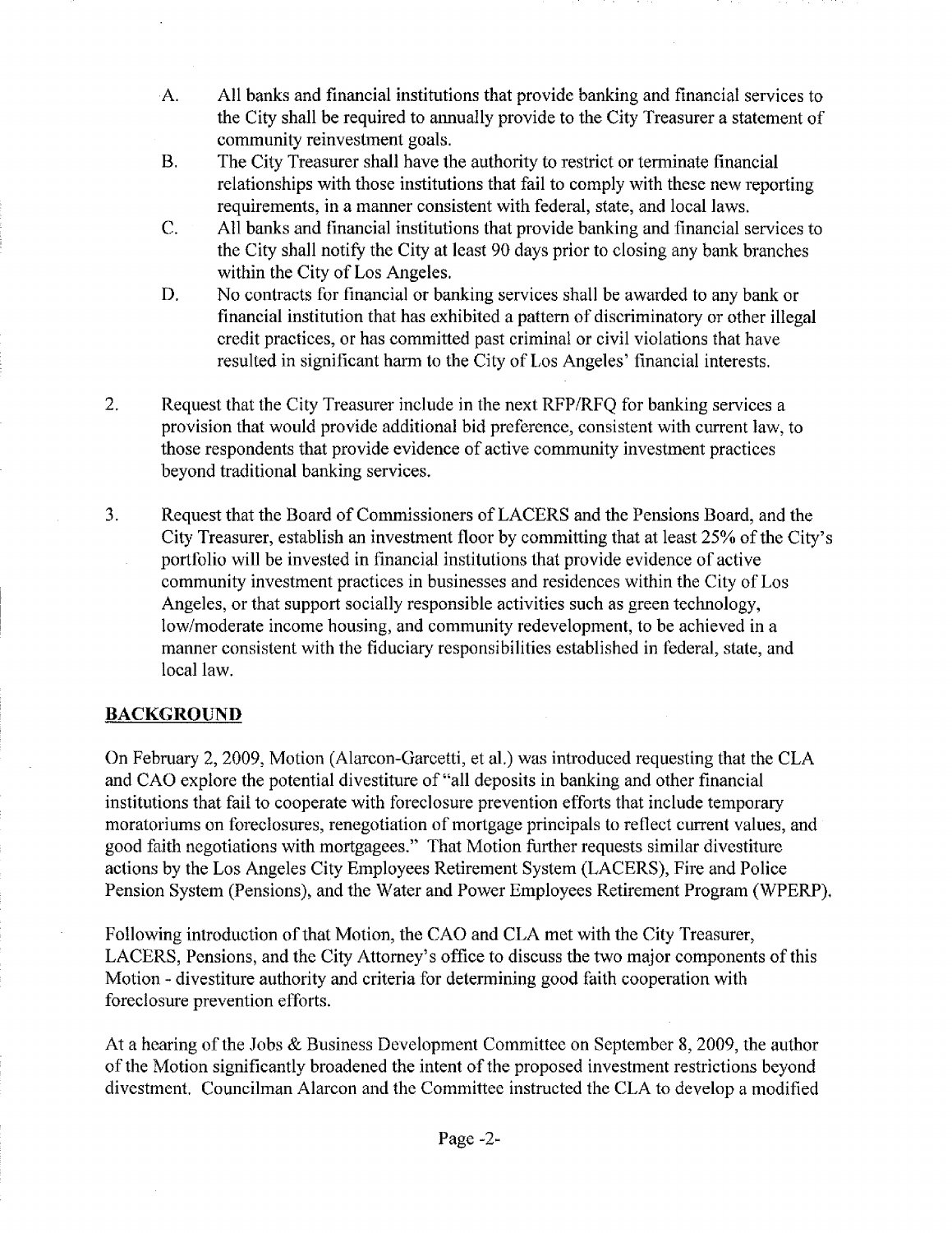A. All banks and financial institutions that provide banking and financial services to the City shall be required to annually provide to the City Treasurer a statement of community reinvestment goals.

B. The City Treasurer shall have the authority to restrict or terminate financial relationships with those institutions that fail to comply with these new reporting requirements, in a manner consistent with federal, state, and local laws.

C. All banks and financial institutions that provide banking and financial services to the City shall notify the City at least 90 days prior to closing any bank branches within the City of Los Angeles.

D. No contracts for financial or banking services shall be awarded to any bank or financial institution that has exhibited a pattern of discriminatory or other illegal credit practices, or has committed past criminal or civil violations that have resulted in significant harm to the City of Los Angeles' financial interests.

2. Request that the City Treasurer include in the next RFP/RFQ for banking services a provision that would provide additional bid preference, consistent with current law, to those respondents that provide evidence of active community investment practices beyond traditional banking services.

3. Request that the Board of Commissioners of LACERS and the Pensions Board, and the City Treasurer, establish an investment floor by committing that at least 25% of the City's portfolio will be invested in financial institutions that provide evidence of active community investment practices in businesses and residences within the City of Los Angeles, or that support socially responsible activities such as green technology, low/moderate income housing, and community redevelopment, to be achieved in a manner consistent with the fiduciary responsibilities established in federal, state, and local law.

## BACKGROUND

On February 2, 2009, Motion (Alarcon-Garcetti, et al.) was introduced requesting that the CLA and CAO explore the potential divestiture of "all deposits in banking and other financial institutions that fail to cooperate with foreclosure prevention efforts that include temporary moratoriums on foreclosures, renegotiation of mortgage principals to reflect current values, and good faith negotiations with mortgagees." That Motion further requests similar divestiture actions by the Los Angeles City Employees Retirement System (LACERS), Fire and Police Pension System (Pensions), and the Water and Power Employees Retirement Program (WPERP).

Following introduction of that Motion, the CAO and CLA met with the City Treasurer, LACERS, Pensions, and the City Attorney's office to discuss the two major components of this Motion - divestiture authority and criteria for determining good faith cooperation with foreclosure prevention efforts.

At a hearing of the Jobs & Business Development Committee on September 8, 2009, the author of the Motion significantly broadened the intent of the proposed investment restrictions beyond divestment. Councilman Alarcon and the Committee instructed the CLA to develop a modified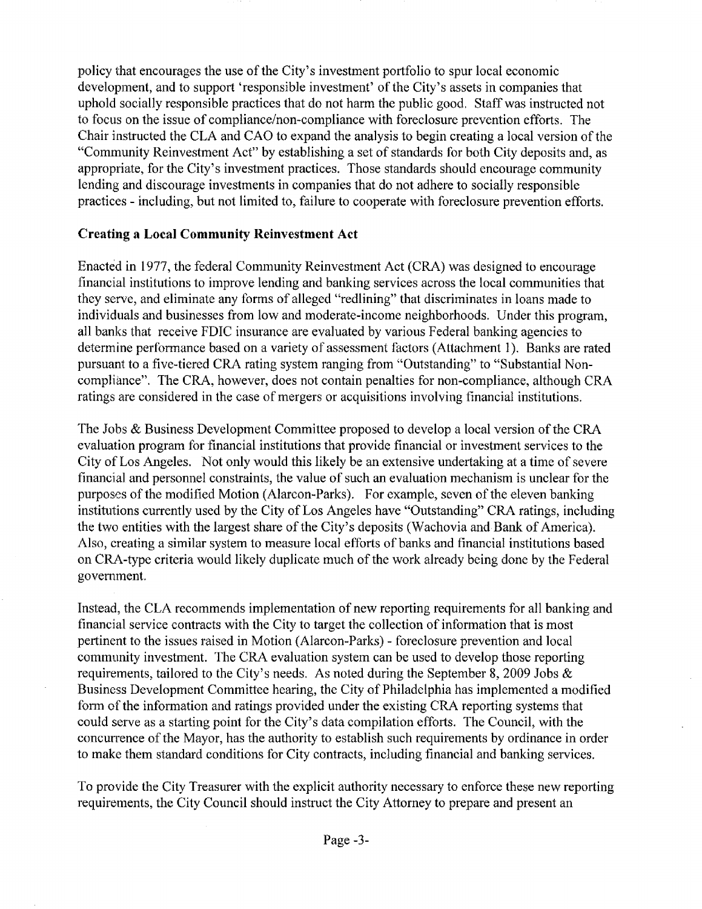policy that encourages the use of the City's investment portfolio to spur local economic development, and to support 'responsible investment' of the City's assets in companies that uphold socially responsible practices that do not harm the public good. Staff was instructed not to focus on the issue of compliance/non-compliance with foreclosure prevention efforts. The Chair instructed the CLA and CAO to expand the analysis to begin creating a local version of the "Community Reinvestment Act" by establishing a set of standards for both City deposits and, as appropriate, for the City's investment practices. Those standards should encourage community lending and discourage investments in companies that do not adhere to socially responsible practices - including, but not limited to, failure to cooperate with foreclosure prevention efforts.

**Creating a Local Community Reinvestment Act**

Enacted in 1977, the federal Community Reinvestment Act (CRA) was designed to encourage financial institutions to improve lending and banking services across the local communities that they serve, and eliminate any forms of alleged "redlining" that discriminates in loans made to individuals and businesses from low and moderate-income neighborhoods. Under this program, all banks that receive FDIC insurance are evaluated by various Federal banking agencies to determine performance based on a variety of assessment factors (Attachment 1). Banks are rated pursuant to a five-tiered CRA rating system ranging from "Outstanding" to "Substantial Non-compliance". The CRA, however, does not contain penalties for non-compliance, although CRA ratings are considered in the case of mergers or acquisitions involving financial institutions.

The Jobs & Business Development Committee proposed to develop a local version of the CRA evaluation program for financial institutions that provide financial or investment services to the City of Los Angeles. Not only would this likely be an extensive undertaking at a time of severe financial and personnel constraints, the value of such an evaluation mechanism is unclear for the purposes of the modified Motion (Alarcon-Parks). For example, seven of the eleven banking institutions currently used by the City of Los Angeles have "Outstanding" CRA ratings, including the two entities with the largest share of the City's deposits (Wachovia and Bank of America). Also, creating a similar system to measure local efforts of banks and financial institutions based on CRA-type criteria would likely duplicate much of the work already being done by the Federal government.

Instead, the CLA recommends implementation of new reporting requirements for all banking and financial service contracts with the City to target the collection of information that is most pertinent to the issues raised in Motion (Alarcon-Parks) - foreclosure prevention and local community investment. The CRA evaluation system can be used to develop those reporting requirements, tailored to the City's needs. As noted during the September 8, 2009 Jobs & Business Development Committee hearing, the City of Philadelphia has implemented a modified form of the information and ratings provided under the existing CRA reporting systems that could serve as a starting point for the City's data compilation efforts. The Council, with the concurrence of the Mayor, has the authority to establish such requirements by ordinance in order to make them standard conditions for City contracts, including financial and banking services.

To provide the City Treasurer with the explicit authority necessary to enforce these new reporting requirements, the City Council should instruct the City Attorney to prepare and present an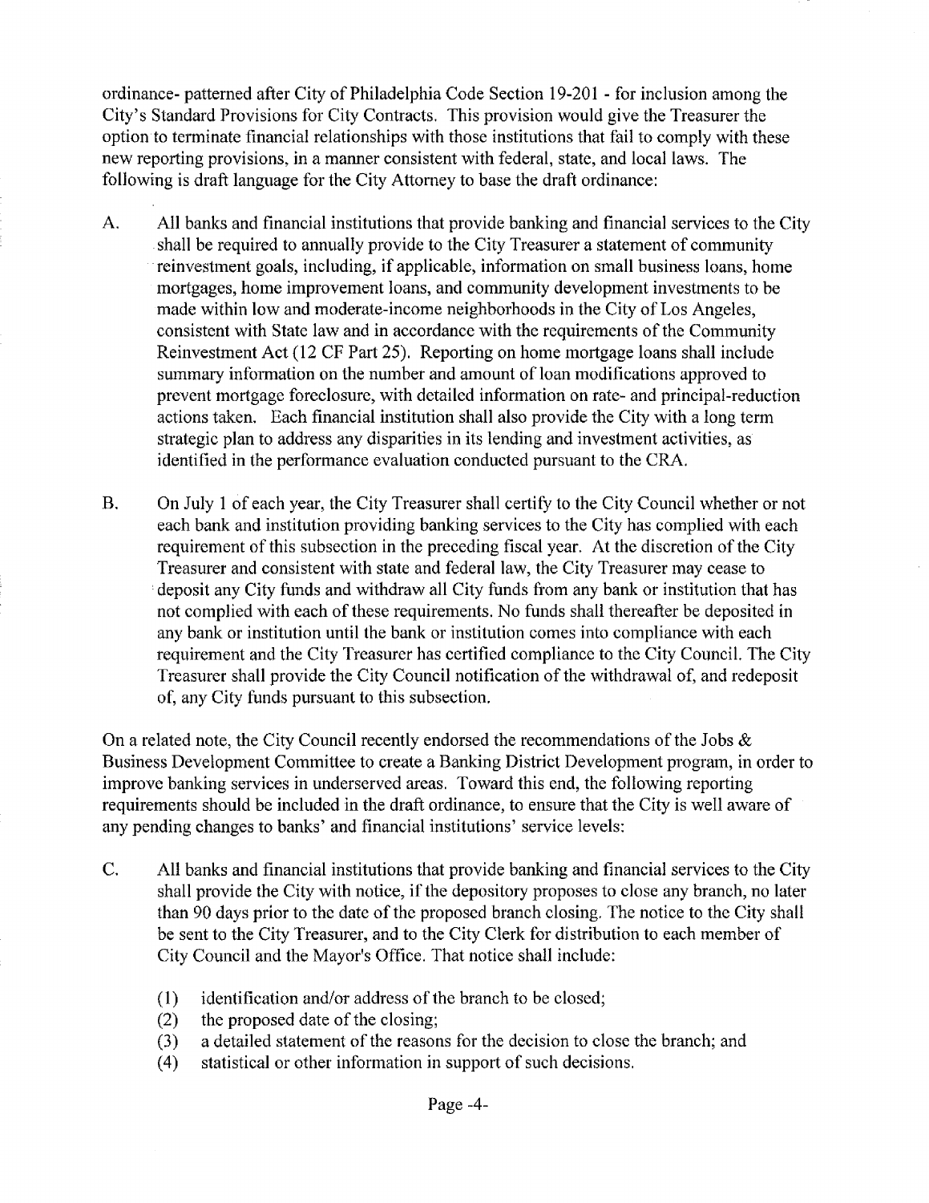ordinance- patterned after City of Philadelphia Code Section 19-201 - for inclusion among the City's Standard Provisions for City Contracts. This provision would give the Treasurer the option to terminate financial relationships with those institutions that fail to comply with these new reporting provisions, in a manner consistent with federal, state, and local laws. The following is draft language for the City Attorney to base the draft ordinance:

A. All banks and financial institutions that provide banking and financial services to the City shall be required to annually provide to the City Treasurer a statement of community reinvestment goals, including, if applicable, information on small business loans, home mortgages, home improvement loans, and community development investments to be made within low and moderate-income neighborhoods in the City of Los Angeles, consistent with State law and in accordance with the requirements of the Community Reinvestment Act (12 CF Part 25). Reporting on home mortgage loans shall include summary information on the number and amount of loan modifications approved to prevent mortgage foreclosure, with detailed information on rate- and principal-reduction actions taken. Each financial institution shall also provide the City with a long term strategic plan to address any disparities in its lending and investment activities, as identified in the performance evaluation conducted pursuant to the CRA.

B. On July 1 of each year, the City Treasurer shall certify to the City Council whether or not each bank and institution providing banking services to the City has complied with each requirement of this subsection in the preceding fiscal year. At the discretion of the City Treasurer and consistent with state and federal law, the City Treasurer may cease to deposit any City funds and withdraw all City funds from any bank or institution that has not complied with each of these requirements. No funds shall thereafter be deposited in any bank or institution until the bank or institution comes into compliance with each requirement and the City Treasurer has certified compliance to the City Council. The City Treasurer shall provide the City Council notification of the withdrawal of, and redeposit of, any City funds pursuant to this subsection.

On a related note, the City Council recently endorsed the recommendations of the Jobs & Business Development Committee to create a Banking District Development program, in order to improve banking services in underserved areas. Toward this end, the following reporting requirements should be included in the draft ordinance, to ensure that the City is well aware of any pending changes to banks' and financial institutions' service levels:

C. All banks and financial institutions that provide banking and financial services to the City shall provide the City with notice, if the depository proposes to close any branch, no later than 90 days prior to the date of the proposed branch closing. The notice to the City shall be sent to the City Treasurer, and to the City Clerk for distribution to each member of City Council and the Mayor's Office. That notice shall include:

   (1) identification and/or address of the branch to be closed;
   (2) the proposed date of the closing;
   (3) a detailed statement of the reasons for the decision to close the branch; and
   (4) statistical or other information in support of such decisions.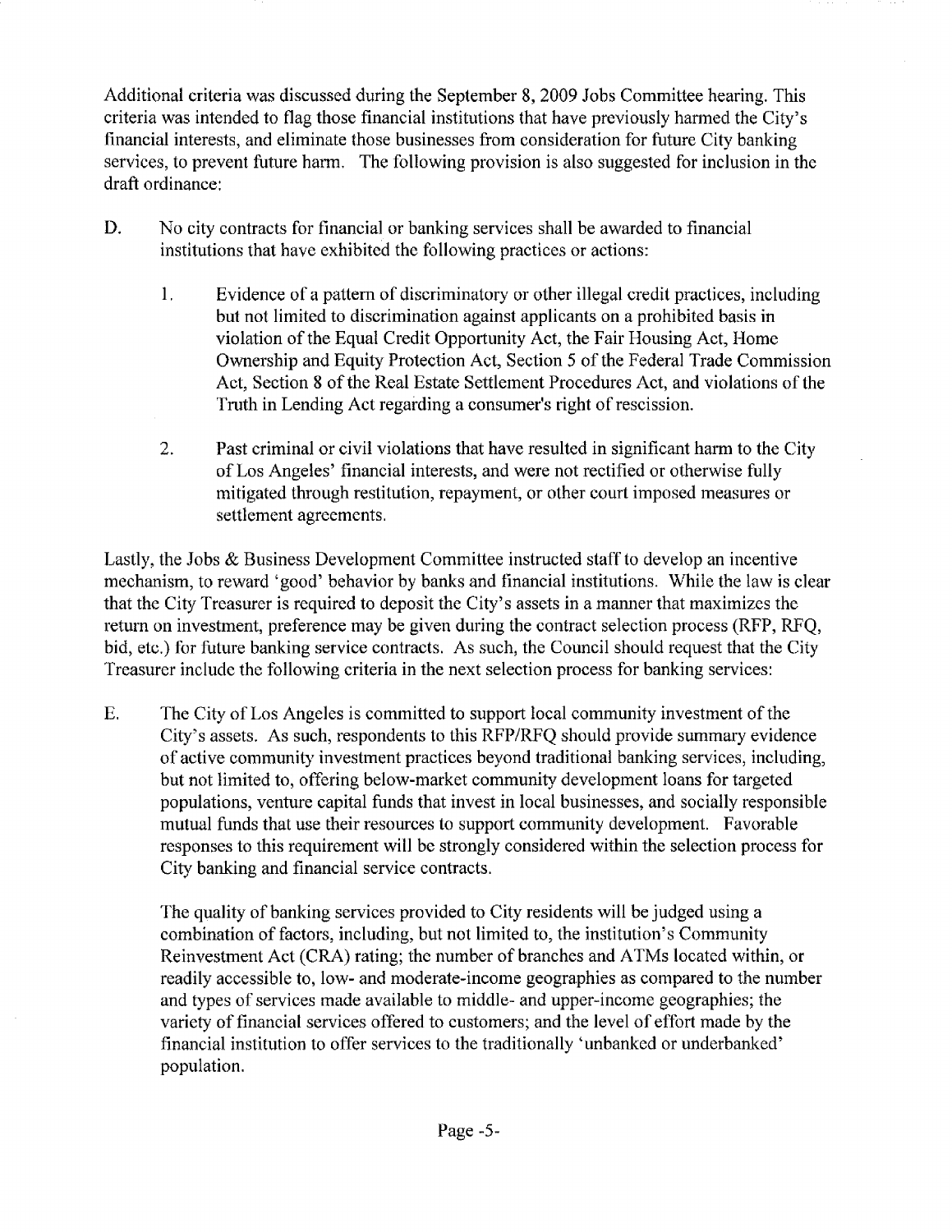Additional criteria was discussed during the September 8, 2009 Jobs Committee hearing. This criteria was intended to flag those financial institutions that have previously harmed the City's financial interests, and eliminate those businesses from consideration for future City banking services, to prevent future harm. The following provision is also suggested for inclusion in the draft ordinance:

D. No city contracts for financial or banking services shall be awarded to financial institutions that have exhibited the following practices or actions:

   1. Evidence of a pattern of discriminatory or other illegal credit practices, including but not limited to discrimination against applicants on a prohibited basis in violation of the Equal Credit Opportunity Act, the Fair Housing Act, Home Ownership and Equity Protection Act, Section 5 of the Federal Trade Commission Act, Section 8 of the Real Estate Settlement Procedures Act, and violations of the Truth in Lending Act regarding a consumer's right of rescission.

   2. Past criminal or civil violations that have resulted in significant harm to the City of Los Angeles' financial interests, and were not rectified or otherwise fully mitigated through restitution, repayment, or other court imposed measures or settlement agreements.

Lastly, the Jobs & Business Development Committee instructed staff to develop an incentive mechanism, to reward 'good' behavior by banks and financial institutions. While the law is clear that the City Treasurer is required to deposit the City's assets in a manner that maximizes the return on investment, preference may be given during the contract selection process (RFP, RFQ, bid, etc.) for future banking service contracts. As such, the Council should request that the City Treasurer include the following criteria in the next selection process for banking services:

E. The City of Los Angeles is committed to support local community investment of the City's assets. As such, respondents to this RFP/RFQ should provide summary evidence of active community investment practices beyond traditional banking services, including, but not limited to, offering below-market community development loans for targeted populations, venture capital funds that invest in local businesses, and socially responsible mutual funds that use their resources to support community development. Favorable responses to this requirement will be strongly considered within the selection process for City banking and financial service contracts.

   The quality of banking services provided to City residents will be judged using a combination of factors, including, but not limited to, the institution's Community Reinvestment Act (CRA) rating; the number of branches and ATMs located within, or readily accessible to, low- and moderate-income geographies as compared to the number and types of services made available to middle- and upper-income geographies; the variety of financial services offered to customers; and the level of effort made by the financial institution to offer services to the traditionally 'unbanked or underbanked' population.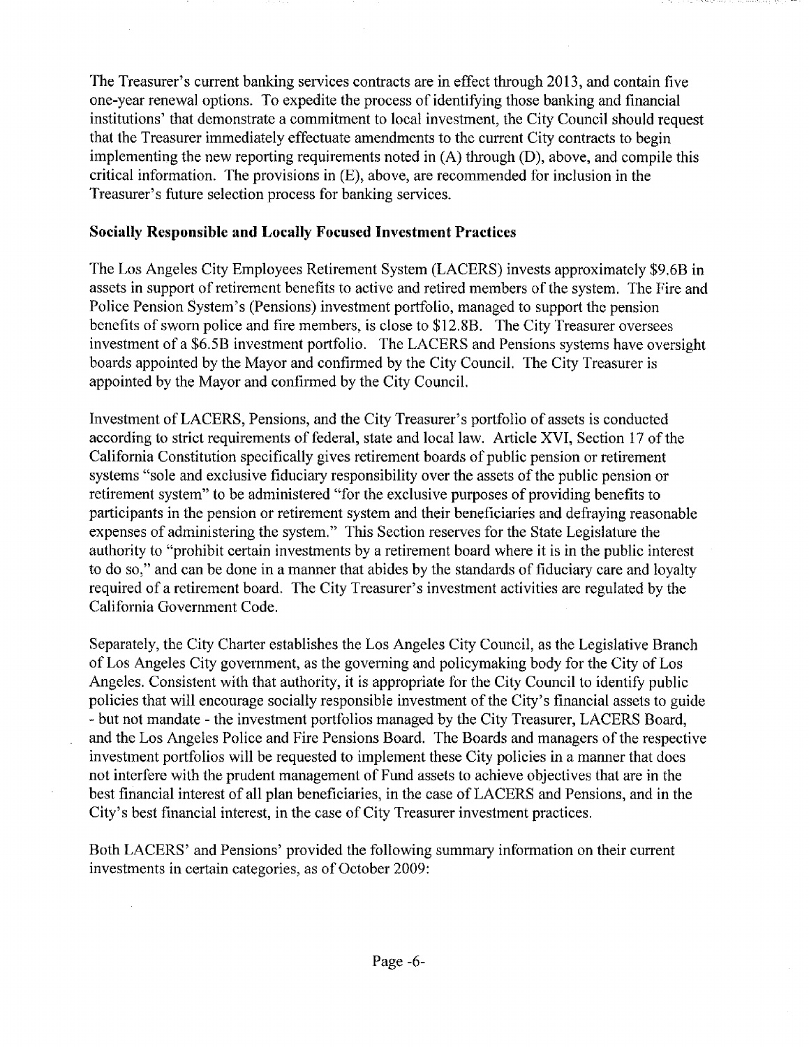The Treasurer's current banking services contracts are in effect through 2013, and contain five one-year renewal options. To expedite the process of identifying those banking and financial institutions' that demonstrate a commitment to local investment, the City Council should request that the Treasurer immediately effectuate amendments to the current City contracts to begin implementing the new reporting requirements noted in (A) through (D), above, and compile this critical information. The provisions in (E), above, are recommended for inclusion in the Treasurer's future selection process for banking services.

**Socially Responsible and Locally Focused Investment Practices**

The Los Angeles City Employees Retirement System (LACERS) invests approximately $9.6B in assets in support of retirement benefits to active and retired members of the system. The Fire and Police Pension System's (Pensions) investment portfolio, managed to support the pension benefits of sworn police and fire members, is close to $12.8B. The City Treasurer oversees investment of a $6.5B investment portfolio. The LACERS and Pensions systems have oversight boards appointed by the Mayor and confirmed by the City Council. The City Treasurer is appointed by the Mayor and confirmed by the City Council.

Investment of LACERS, Pensions, and the City Treasurer's portfolio of assets is conducted according to strict requirements of federal, state and local law. Article XVI, Section 17 of the California Constitution specifically gives retirement boards of public pension or retirement systems "sole and exclusive fiduciary responsibility over the assets of the public pension or retirement system" to be administered "for the exclusive purposes of providing benefits to participants in the pension or retirement system and their beneficiaries and defraying reasonable expenses of administering the system." This Section reserves for the State Legislature the authority to "prohibit certain investments by a retirement board where it is in the public interest to do so," and can be done in a manner that abides by the standards of fiduciary care and loyalty required of a retirement board. The City Treasurer's investment activities are regulated by the California Government Code.

Separately, the City Charter establishes the Los Angeles City Council, as the Legislative Branch of Los Angeles City government, as the governing and policymaking body for the City of Los Angeles. Consistent with that authority, it is appropriate for the City Council to identify public policies that will encourage socially responsible investment of the City's financial assets to guide - but not mandate - the investment portfolios managed by the City Treasurer, LACERS Board, and the Los Angeles Police and Fire Pensions Board. The Boards and managers of the respective investment portfolios will be requested to implement these City policies in a manner that does not interfere with the prudent management of Fund assets to achieve objectives that are in the best financial interest of all plan beneficiaries, in the case of LACERS and Pensions, and in the City's best financial interest, in the case of City Treasurer investment practices.

Both LACERS' and Pensions' provided the following summary information on their current investments in certain categories, as of October 2009: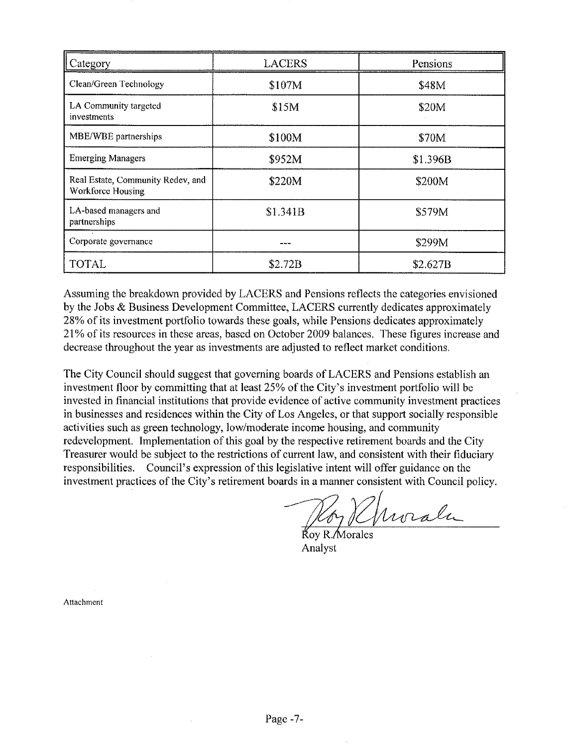| Category | LACERS | Pensions |
|---|---|---|
| Clean/Green Technology | \$107M | \$48M |
| LA Community targeted investments | \$15M | \$20M |
| MBE/WBE partnerships | \$100M | \$70M |
| Emerging Managers | \$952M | \$1.396B |
| Real Estate, Community Redev, and Workforce Housing | \$220M | \$200M |
| LA-based managers and partnerships | \$1.341B | \$579M |
| Corporate governance | --- | \$299M |
| TOTAL | \$2.72B | \$2.627B |

Assuming the breakdown provided by LACERS and Pensions reflects the categories envisioned by the Jobs & Business Development Committee, LACERS currently dedicates approximately 28% of its investment portfolio towards these goals, while Pensions dedicates approximately 21% of its resources in these areas, based on October 2009 balances. These figures increase and decrease throughout the year as investments are adjusted to reflect market conditions.

The City Council should suggest that governing boards of LACERS and Pensions establish an investment floor by committing that at least 25% of the City's investment portfolio will be invested in financial institutions that provide evidence of active community investment practices in businesses and residences within the City of Los Angeles, or that support socially responsible activities such as green technology, low/moderate income housing, and community redevelopment. Implementation of this goal by the respective retirement boards and the City Treasurer would be subject to the restrictions of current law, and consistent with their fiduciary responsibilities. Council's expression of this legislative intent will offer guidance on the investment practices of the City's retirement boards in a manner consistent with Council policy.

Roy R. Morales
Analyst

Attachment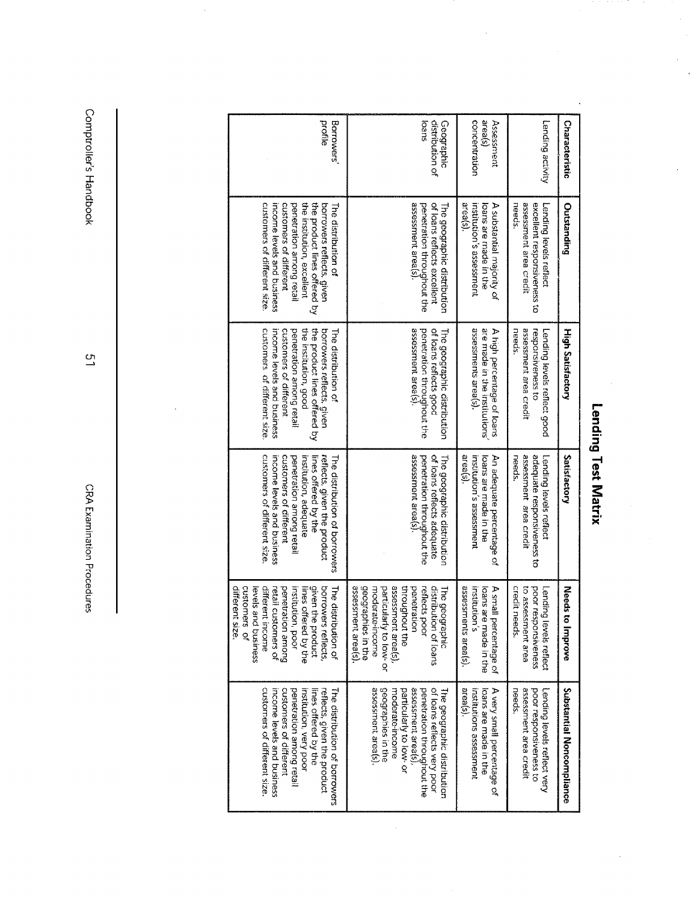# Lending Test Matrix

| Characteristic | Outstanding | High Satisfactory | Satisfactory | Needs to Improve | Substantial Noncompliance |
|---|---|---|---|---|---|
| Lending activity | Lending levels reflect excellent responsiveness to assessment area credit needs. | Lending levels reflect good responsiveness to assessment area credit needs. | Lending levels reflect adequate responsiveness to assessment area credit needs. | Lending levels reflect poor responsiveness to assessment area credit needs. | Lending levels reflect very poor responsiveness to assessment area credit needs. |
| Assessment area(s) concentration | A substantial majority of loans are made in the institution's assessment area(s). | A high percentage of loans are made in the institutions' assessments area(s). | An adequate percentage of loans are made in the institution's assessment area(s). | A small percentage of loans are made in the institution's assessments area(s). | A very small percentage of loans are made in the institutions assessment area(s). |
| Geographic distribution of loans | The geographic distribution of loans reflects excellent penetration throughout the assessment area(s). | The geographic distribution of loans reflects good penetration throughout the assessment area(s). | The geographic distribution of loans reflects adequate penetration throughout the assessment area(s). | The geographic distribution of loans reflects poor penetration throughout the assessment area(s), particularly to low- or moderate-income geographies in the assessment area(s). | The geographic distribution of loans reflects very poor penetration throughout the assessment area(s), particularly to low- or moderate-income geographies in the assessment area(s). |
| Borrowers' profile | The distribution of borrowers reflects, given the product lines offered by the institution, excellent penetration among retail customers of different income levels and business customers of different size. | The distribution of borrowers reflects, given the product lines offered by the institution, good penetration among retail customers of different income levels and business customers of different size. | The distribution of borrowers reflects, given the product lines offered by the institution, adequate penetration among retail customers of different income levels and business customers of different size. | The distribution of borrowers reflects, given the product lines offered by the institution, poor penetration among retail customers of different income levels and business customers of different size. | The distribution of borrowers reflects, given the product lines offered by the institution, very poor penetration among retail customers of different income levels and business customers of different size. |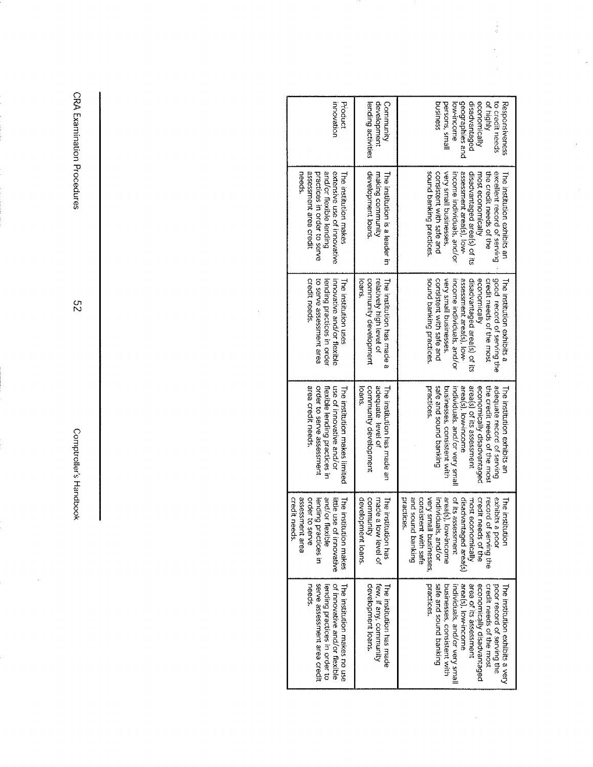| | | | | | |
|---|---|---|---|---|---|
| Responsiveness to credit needs of highly economically disadvantaged geographies and low-income persons, small business | The institution exhibits an excellent record of serving the credit needs of the most economically disadvantaged area(s) of its assessment area(s), low-income individuals, and/or very small businesses, consistent with safe and sound banking practices. | The institution exhibits a good record of serving the credit needs of the most economically disadvantaged area(s) of its assessment area(s), low-income individuals, and/or very small businesses, consistent with safe and sound banking practices. | The institution exhibits an adequate record of serving the credit needs of the most economically disadvantaged area(s) of its assessment area(s), low-income individuals, and/or very small businesses, consistent with safe and sound banking practices. | The institution exhibits a poor record of serving the credit needs of the most economically disadvantaged area(s) of its assessment area(s), low-income individuals, and/or very small businesses, consistent with safe and sound banking practices. | The institution exhibits a very poor record of serving the credit needs of the most economically disadvantaged area of its assessment area(s), low-income individuals, and/or very small businesses, consistent with safe and sound banking practices. |
| Community development lending activities | The institution is a leader in making community development loans. | The institution has made a relatively high level of community development loans. | The institution has made an adequate level of community development loans. | The institution has made a low level of community development loans. | The institution has made few, if any, community development loans. |
| Product innovation | The institution makes extensive use of innovative and/or flexible lending practices in order to serve assessment area credit needs. | The institution uses innovative and/or flexible lending practices in order to serve assessment area credit needs. | The institution makes limited use of innovative and/or flexible lending practices in order to serve assessment area credit needs. | The institution makes little use of innovative and/or flexible lending practices in order to serve assessment area credit needs. | The institution makes no use of innovative and/or flexible lending practices in order to serve assessment area credit needs. |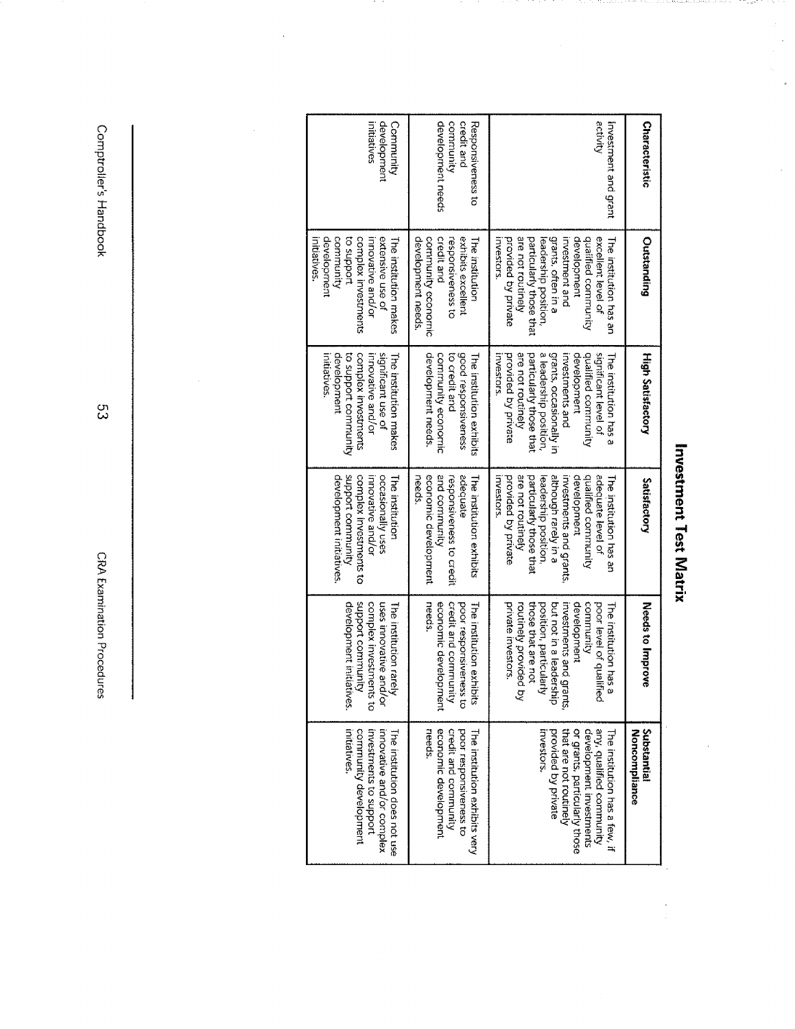# Investment Test Matrix

| Characteristic | Outstanding | High Satisfactory | Satisfactory | Needs to Improve | Substantial Noncompliance |
|---|---|---|---|---|---|
| Investment and grant activity | The institution has an excellent level of qualified community development investment and grants, often in a leadership position, particularly those that are not routinely provided by private investors. | The institution has a significant level of qualified community development investments and grants, occasionally in a leadership position, particularly those that are not routinely provided by private investors. | The institution has an adequate level of qualified community development investments and grants, although rarely in a leadership position, particularly those that are not routinely provided by private investors. | The institution has a poor level of qualified community development investments and grants, but not in a leadership position, particularly those that are not routinely provided by private investors. | The institution has a few, if any, qualified community development investments or grants, particularly those that are not routinely provided by private investors. |
| Responsiveness to credit and community development needs | The institution exhibits excellent responsiveness to credit and community economic development needs. | The institution exhibits good responsiveness to credit and community economic development needs. | The institution exhibits adequate responsiveness to credit and community economic development needs. | The institution exhibits poor responsiveness to credit and community economic development needs. | The institution exhibits very poor responsiveness to credit and community economic development needs. |
| Community development initiatives | The institution makes extensive use of innovative and/or complex investments to support community development initiatives. | The institution makes significant use of innovative and/or complex investments to support community development initiatives. | The institution occasionally uses innovative and/or complex investments to support community development initiatives. | The institution rarely uses innovative and/or complex investments to support community development initiatives. | The institution does not use innovative and/or complex investments to support community development initiatives. |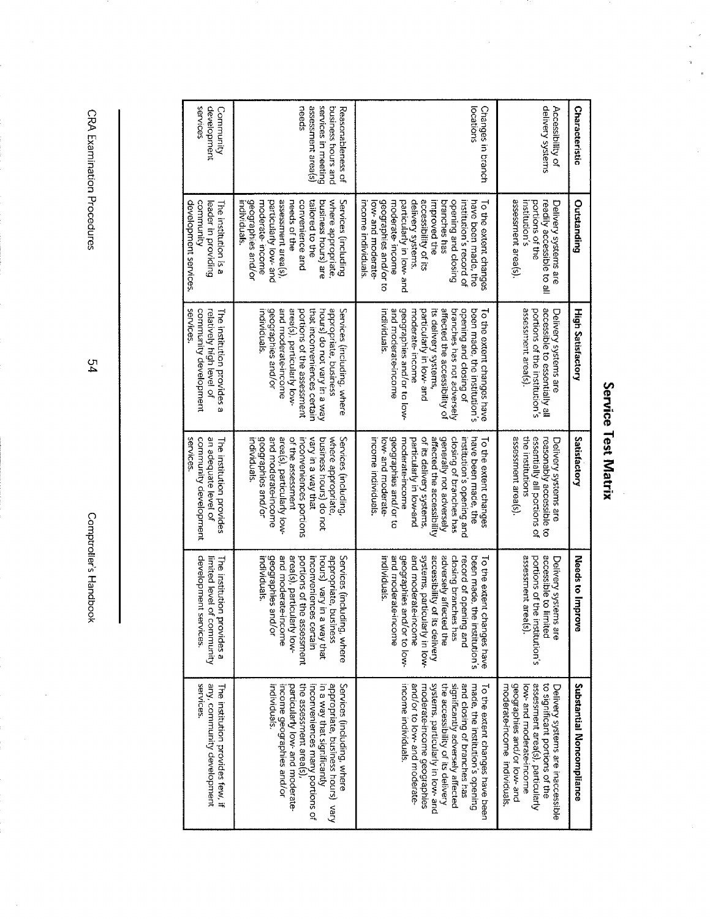# Service Test Matrix

| Characteristic | Outstanding | High Satisfactory | Satisfactory | Needs to Improve | Substantial Noncompliance |
|---|---|---|---|---|---|
| Accessibility of delivery systems | Delivery systems are readily accessible to all portions of the institution's assessment area(s). | Delivery systems are accessible to essentially all portions of the institution's assessment area(s). | Delivery systems are reasonably accessible to essentially all portions of the institutions assessment area(s). | Delivery systems are accessible to limited portions of the institution's assessment area(s). | Delivery systems are inaccessible to significant portions of the assessment area(s), particularly low- and moderate-income geographies and/or low- and moderate-income individuals. |
| Changes in branch locations | To the extent changes have been made, the institution's record of opening and closing branches has improved the accessibility of its delivery systems, particularly in low- and moderate-income geographies and/or to low- and moderate-income individuals. | To the extent changes have been made, the institution's opening and closing of branches has not adversely affected the accessibility of its delivery systems, particularly in low- and moderate-income geographies and/or to low- and moderate-income individuals. | To the extent changes have been made, the institution's opening and closing of branches has generally not adversely affected the accessibility of its delivery systems, particularly in low-and moderate-income geographies and/or to low- and moderate-income individuals. | To the extent changes have been made, the institution's record of opening and closing branches has adversely affected the accessibility of its delivery systems, particularly in low- and moderate-income geographies and/or to low- and moderate-income individuals. | To the extent changes have been made, the institution's opening and closing of branches has significantly adversely affected the accessibility of its delivery systems, particularly in low- and moderate-income geographies and/or to low- and moderate-income individuals. |
| Reasonableness of business hours and services in meeting assessment area(s) needs | Services (including, where appropriate, business hours) are tailored to the convenience and needs of the assessment area(s), particularly low- and moderate-income geographies and/or individuals. | Services (including, where appropriate, business hours) do not vary in a way that inconveniences certain portions of the assessment area(s), particularly low- and moderate-income geographies and/or individuals. | Services (including, where appropriate, business hours) do not vary in a way that inconveniences portions of the assessment area(s), particularly low- and moderate-income geographies and/or individuals. | Services (including, where appropriate, business hours) vary in a way that inconveniences certain portions of the assessment area(s), particularly low- and moderate-income geographies and/or individuals. | Services (including, where appropriate, business hours) vary in a way that significantly inconveniences many portions of the assessment area(s), particularly low- and moderate-income geographies and/or individuals. |
| Community development services | The institution is a leader in providing community development services. | The institution provides a relatively high level of community development services. | The institution provides an adequate level of community development services. | The institution provides a limited level of community development services. | The institution provides few, if any, community development services. |